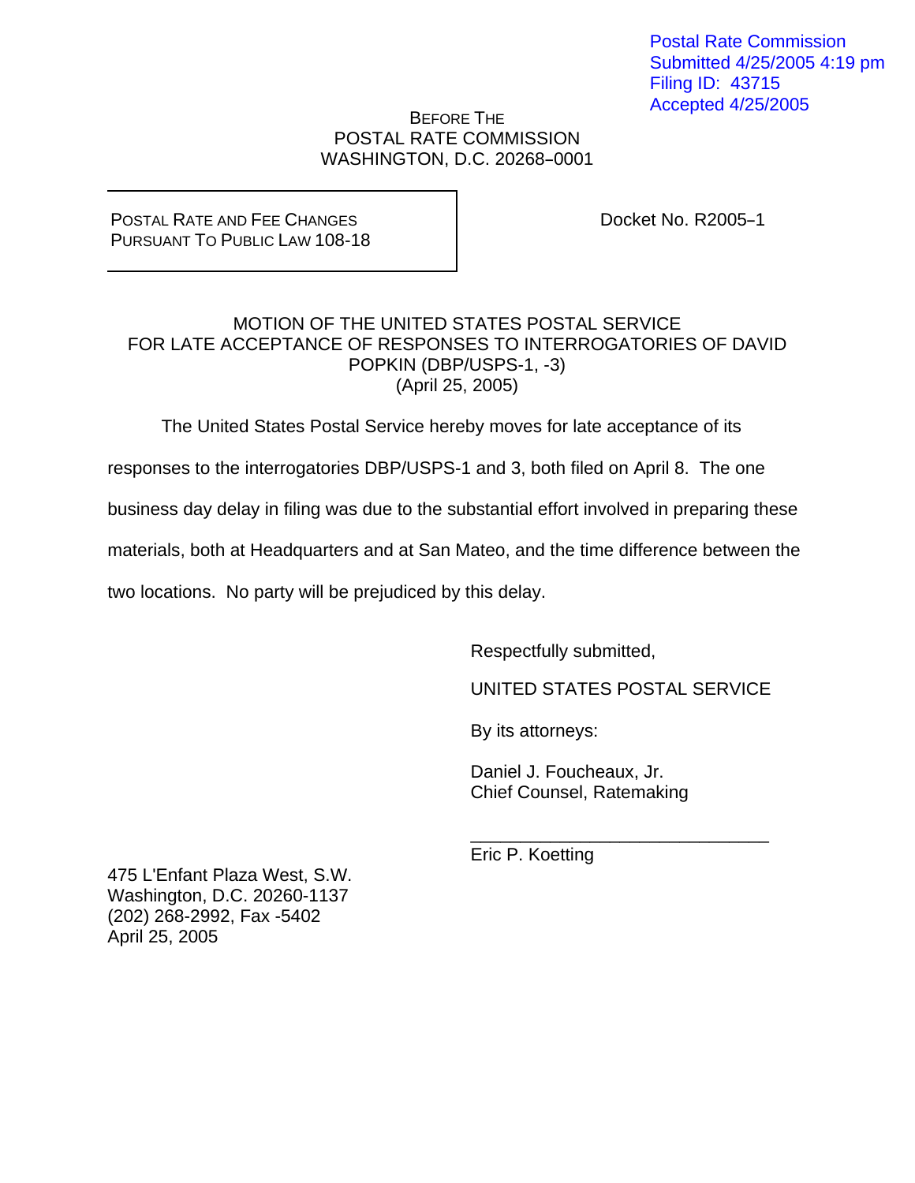Postal Rate Commission
Submitted 4/25/2005 4:19 pm
Filing ID: 43715
Accepted 4/25/2005

BEFORE THE
POSTAL RATE COMMISSION
WASHINGTON, D.C. 20268–0001

| POSTAL RATE AND FEE CHANGES PURSUANT TO PUBLIC LAW 108-18 | Docket No. R2005–1 |
|---|---|

MOTION OF THE UNITED STATES POSTAL SERVICE
FOR LATE ACCEPTANCE OF RESPONSES TO INTERROGATORIES OF DAVID POPKIN (DBP/USPS-1, -3)
(April 25, 2005)

The United States Postal Service hereby moves for late acceptance of its responses to the interrogatories DBP/USPS-1 and 3, both filed on April 8. The one business day delay in filing was due to the substantial effort involved in preparing these materials, both at Headquarters and at San Mateo, and the time difference between the two locations. No party will be prejudiced by this delay.

Respectfully submitted,

UNITED STATES POSTAL SERVICE

By its attorneys:

Daniel J. Foucheaux, Jr.
Chief Counsel, Ratemaking

\_\_\_\_\_\_\_\_\_\_\_\_\_\_\_\_\_\_\_\_\_\_\_\_\_\_\_\_\_\_
Eric P. Koetting

475 L'Enfant Plaza West, S.W.
Washington, D.C. 20260-1137
(202) 268-2992, Fax -5402
April 25, 2005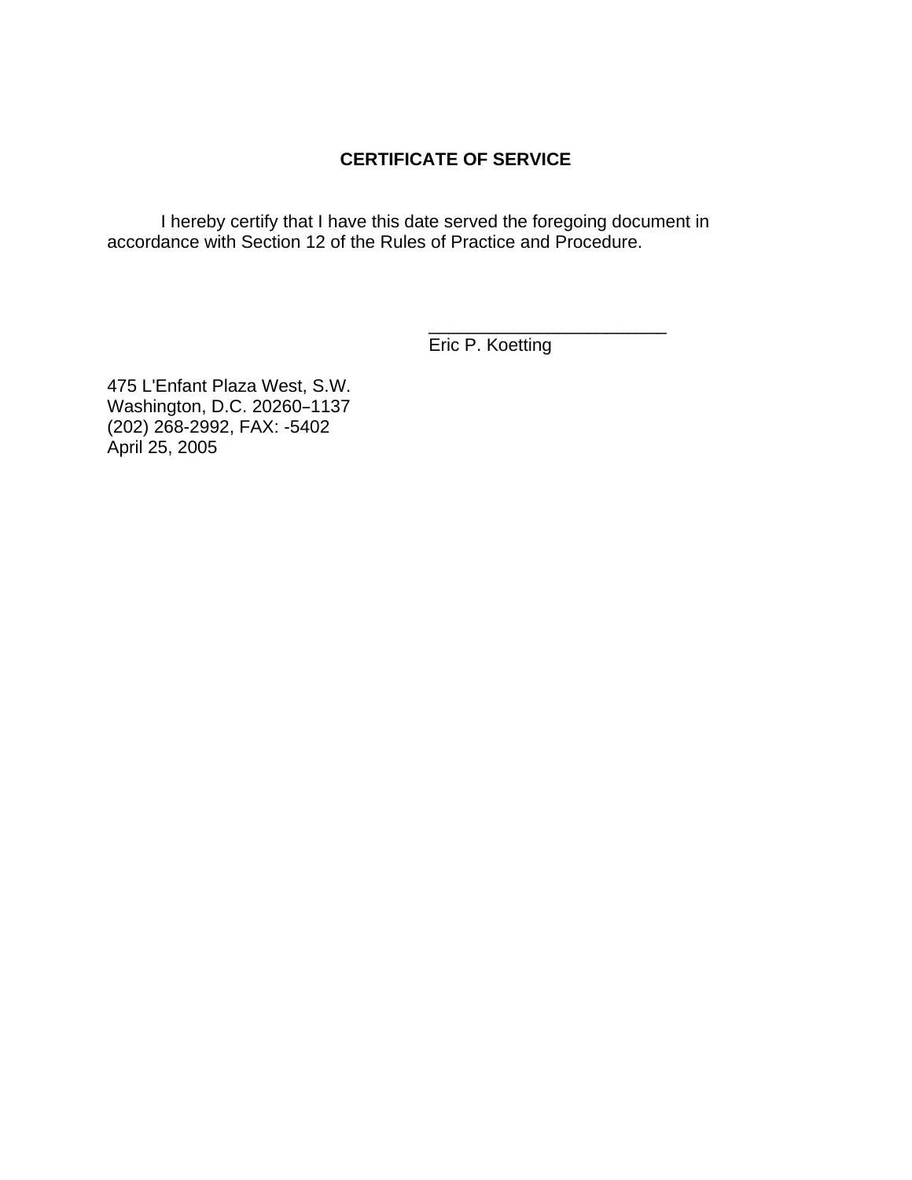# CERTIFICATE OF SERVICE

I hereby certify that I have this date served the foregoing document in accordance with Section 12 of the Rules of Practice and Procedure.

\_\_\_\_\_\_\_\_\_\_\_\_\_\_\_\_\_\_\_\_\_\_\_\_

Eric P. Koetting

475 L'Enfant Plaza West, S.W.
Washington, D.C. 20260–1137
(202) 268-2992, FAX: -5402
April 25, 2005